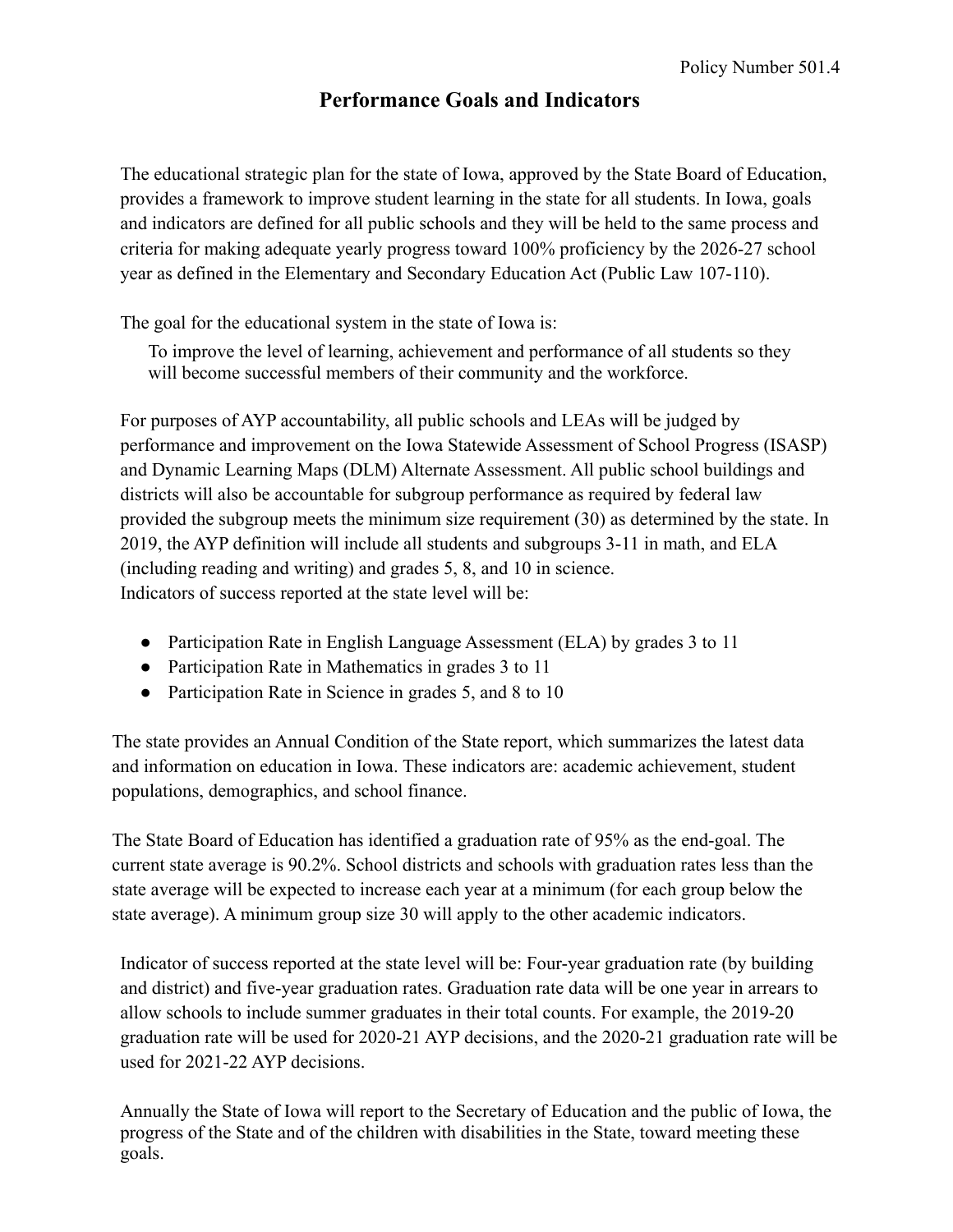Policy Number 501.4

# Performance Goals and Indicators

The educational strategic plan for the state of Iowa, approved by the State Board of Education, provides a framework to improve student learning in the state for all students. In Iowa, goals and indicators are defined for all public schools and they will be held to the same process and criteria for making adequate yearly progress toward 100% proficiency by the 2026-27 school year as defined in the Elementary and Secondary Education Act (Public Law 107-110).

The goal for the educational system in the state of Iowa is:

> To improve the level of learning, achievement and performance of all students so they will become successful members of their community and the workforce.

For purposes of AYP accountability, all public schools and LEAs will be judged by performance and improvement on the Iowa Statewide Assessment of School Progress (ISASP) and Dynamic Learning Maps (DLM) Alternate Assessment. All public school buildings and districts will also be accountable for subgroup performance as required by federal law provided the subgroup meets the minimum size requirement (30) as determined by the state. In 2019, the AYP definition will include all students and subgroups 3-11 in math, and ELA (including reading and writing) and grades 5, 8, and 10 in science.
Indicators of success reported at the state level will be:

- Participation Rate in English Language Assessment (ELA) by grades 3 to 11
- Participation Rate in Mathematics in grades 3 to 11
- Participation Rate in Science in grades 5, and 8 to 10

The state provides an Annual Condition of the State report, which summarizes the latest data and information on education in Iowa. These indicators are: academic achievement, student populations, demographics, and school finance.

The State Board of Education has identified a graduation rate of 95% as the end-goal. The current state average is 90.2%. School districts and schools with graduation rates less than the state average will be expected to increase each year at a minimum (for each group below the state average). A minimum group size 30 will apply to the other academic indicators.

Indicator of success reported at the state level will be: Four-year graduation rate (by building and district) and five-year graduation rates. Graduation rate data will be one year in arrears to allow schools to include summer graduates in their total counts. For example, the 2019-20 graduation rate will be used for 2020-21 AYP decisions, and the 2020-21 graduation rate will be used for 2021-22 AYP decisions.

Annually the State of Iowa will report to the Secretary of Education and the public of Iowa, the progress of the State and of the children with disabilities in the State, toward meeting these goals.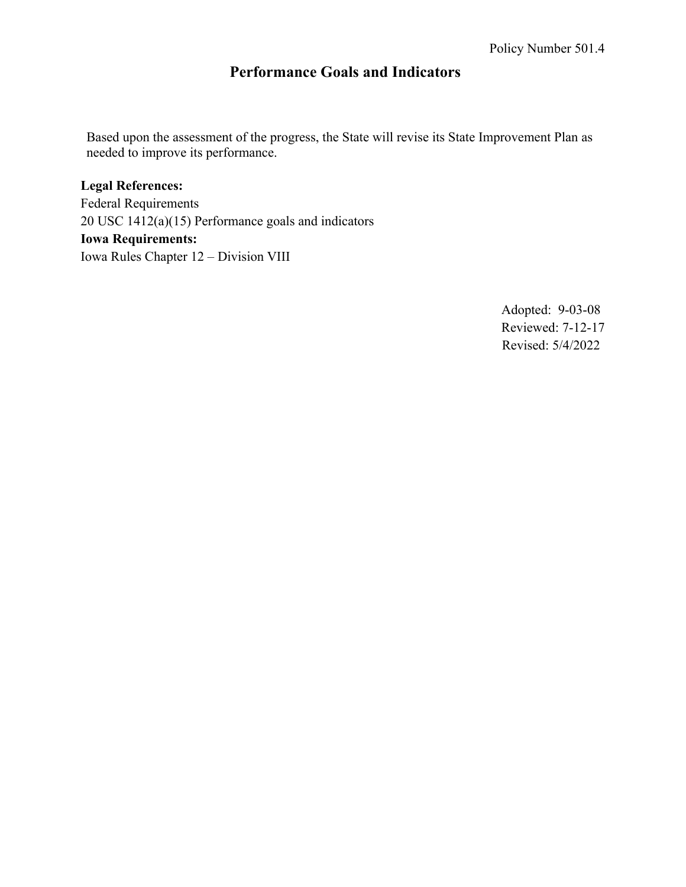Policy Number 501.4

## Performance Goals and Indicators

Based upon the assessment of the progress, the State will revise its State Improvement Plan as needed to improve its performance.

**Legal References:**
Federal Requirements
20 USC 1412(a)(15) Performance goals and indicators
**Iowa Requirements:**
Iowa Rules Chapter 12 – Division VIII

Adopted: 9-03-08
Reviewed: 7-12-17
Revised: 5/4/2022